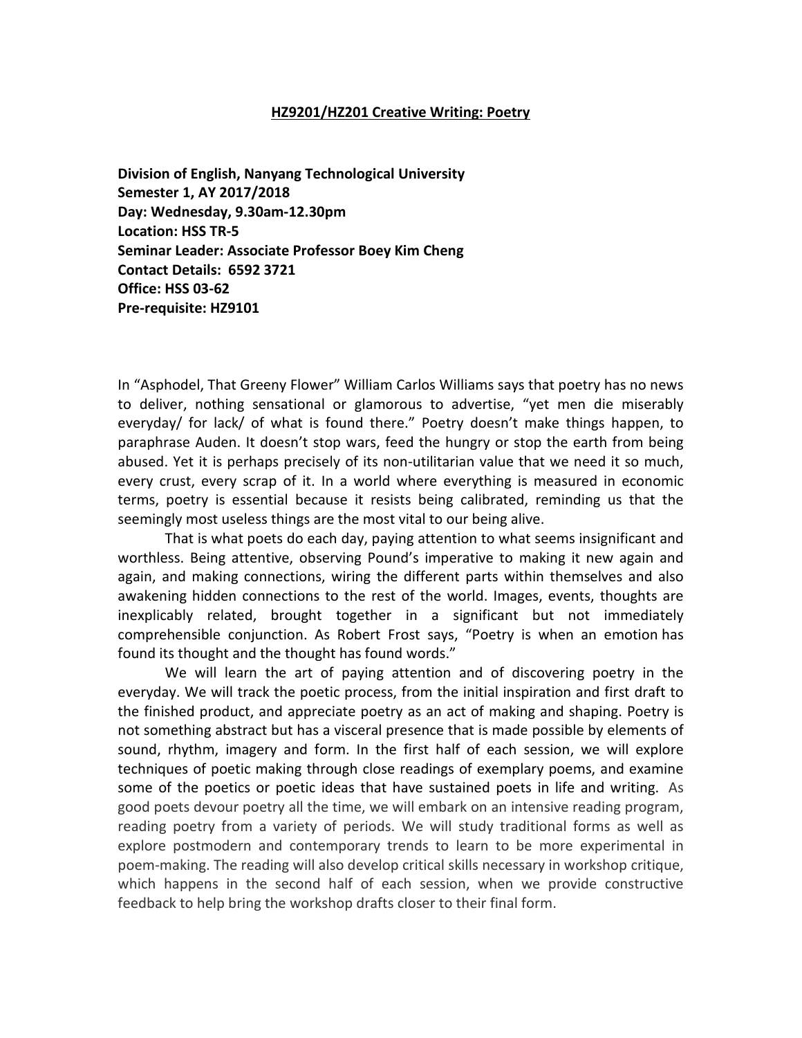# HZ9201/HZ201 Creative Writing: Poetry

**Division of English, Nanyang Technological University**
**Semester 1, AY 2017/2018**
**Day: Wednesday, 9.30am-12.30pm**
**Location: HSS TR-5**
**Seminar Leader: Associate Professor Boey Kim Cheng**
**Contact Details: 6592 3721**
**Office: HSS 03-62**
**Pre-requisite: HZ9101**

In "Asphodel, That Greeny Flower" William Carlos Williams says that poetry has no news to deliver, nothing sensational or glamorous to advertise, "yet men die miserably everyday/ for lack/ of what is found there." Poetry doesn't make things happen, to paraphrase Auden. It doesn't stop wars, feed the hungry or stop the earth from being abused. Yet it is perhaps precisely of its non-utilitarian value that we need it so much, every crust, every scrap of it. In a world where everything is measured in economic terms, poetry is essential because it resists being calibrated, reminding us that the seemingly most useless things are the most vital to our being alive.

That is what poets do each day, paying attention to what seems insignificant and worthless. Being attentive, observing Pound's imperative to making it new again and again, and making connections, wiring the different parts within themselves and also awakening hidden connections to the rest of the world. Images, events, thoughts are inexplicably related, brought together in a significant but not immediately comprehensible conjunction. As Robert Frost says, "Poetry is when an emotion has found its thought and the thought has found words."

We will learn the art of paying attention and of discovering poetry in the everyday. We will track the poetic process, from the initial inspiration and first draft to the finished product, and appreciate poetry as an act of making and shaping. Poetry is not something abstract but has a visceral presence that is made possible by elements of sound, rhythm, imagery and form. In the first half of each session, we will explore techniques of poetic making through close readings of exemplary poems, and examine some of the poetics or poetic ideas that have sustained poets in life and writing. As good poets devour poetry all the time, we will embark on an intensive reading program, reading poetry from a variety of periods. We will study traditional forms as well as explore postmodern and contemporary trends to learn to be more experimental in poem-making. The reading will also develop critical skills necessary in workshop critique, which happens in the second half of each session, when we provide constructive feedback to help bring the workshop drafts closer to their final form.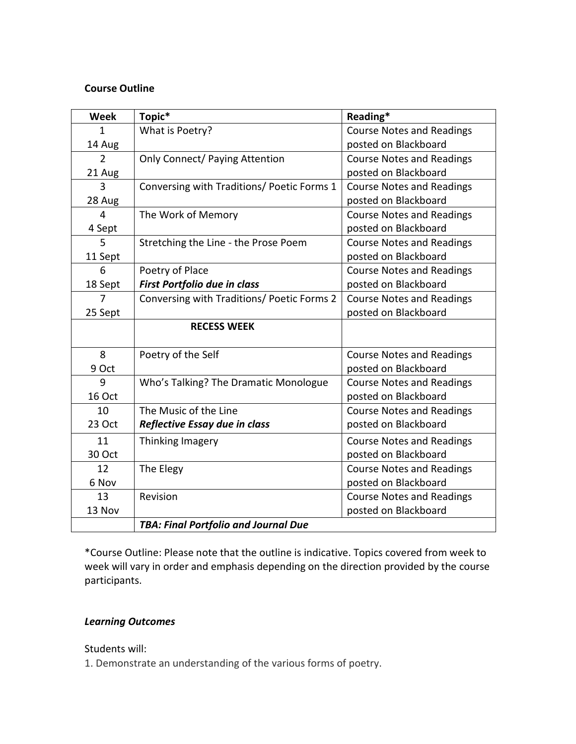**Course Outline**

| Week | Topic* | Reading* |
| --- | --- | --- |
| 1<br>14 Aug | What is Poetry? | Course Notes and Readings posted on Blackboard |
| 2<br>21 Aug | Only Connect/ Paying Attention | Course Notes and Readings posted on Blackboard |
| 3<br>28 Aug | Conversing with Traditions/ Poetic Forms 1 | Course Notes and Readings posted on Blackboard |
| 4<br>4 Sept | The Work of Memory | Course Notes and Readings posted on Blackboard |
| 5<br>11 Sept | Stretching the Line - the Prose Poem | Course Notes and Readings posted on Blackboard |
| 6<br>18 Sept | Poetry of Place<br>***First Portfolio due in class*** | Course Notes and Readings posted on Blackboard |
| 7<br>25 Sept | Conversing with Traditions/ Poetic Forms 2 | Course Notes and Readings posted on Blackboard |
| | **RECESS WEEK** | |
| 8<br>9 Oct | Poetry of the Self | Course Notes and Readings posted on Blackboard |
| 9<br>16 Oct | Who's Talking? The Dramatic Monologue | Course Notes and Readings posted on Blackboard |
| 10<br>23 Oct | The Music of the Line<br>***Reflective Essay due in class*** | Course Notes and Readings posted on Blackboard |
| 11<br>30 Oct | Thinking Imagery | Course Notes and Readings posted on Blackboard |
| 12<br>6 Nov | The Elegy | Course Notes and Readings posted on Blackboard |
| 13<br>13 Nov | Revision | Course Notes and Readings posted on Blackboard |
| | ***TBA: Final Portfolio and Journal Due*** | |

*Course Outline: Please note that the outline is indicative. Topics covered from week to week will vary in order and emphasis depending on the direction provided by the course participants.

***Learning Outcomes***

Students will:

1. Demonstrate an understanding of the various forms of poetry.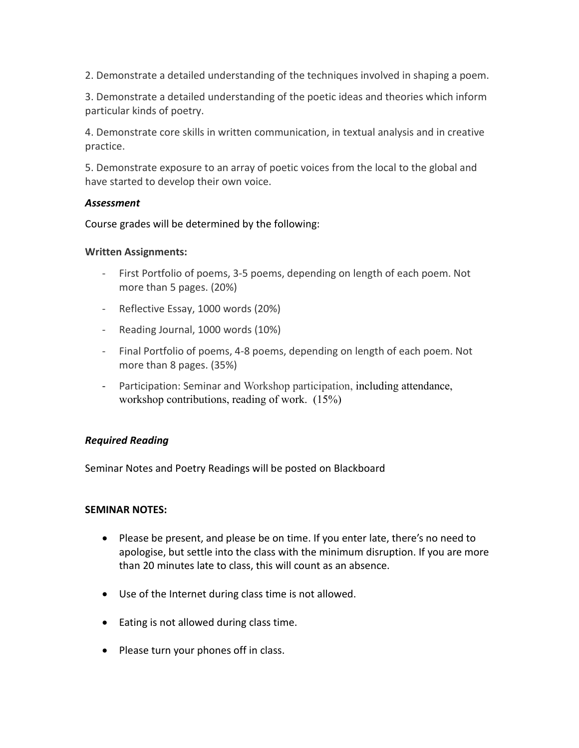2. Demonstrate a detailed understanding of the techniques involved in shaping a poem.

3. Demonstrate a detailed understanding of the poetic ideas and theories which inform particular kinds of poetry.

4. Demonstrate core skills in written communication, in textual analysis and in creative practice.

5. Demonstrate exposure to an array of poetic voices from the local to the global and have started to develop their own voice.

***Assessment***

Course grades will be determined by the following:

**Written Assignments:**

- First Portfolio of poems, 3-5 poems, depending on length of each poem. Not more than 5 pages. (20%)
- Reflective Essay, 1000 words (20%)
- Reading Journal, 1000 words (10%)
- Final Portfolio of poems, 4-8 poems, depending on length of each poem. Not more than 8 pages. (35%)
- Participation: Seminar and Workshop participation, including attendance, workshop contributions, reading of work. (15%)

***Required Reading***

Seminar Notes and Poetry Readings will be posted on Blackboard

**SEMINAR NOTES:**

- Please be present, and please be on time. If you enter late, there's no need to apologise, but settle into the class with the minimum disruption. If you are more than 20 minutes late to class, this will count as an absence.
- Use of the Internet during class time is not allowed.
- Eating is not allowed during class time.
- Please turn your phones off in class.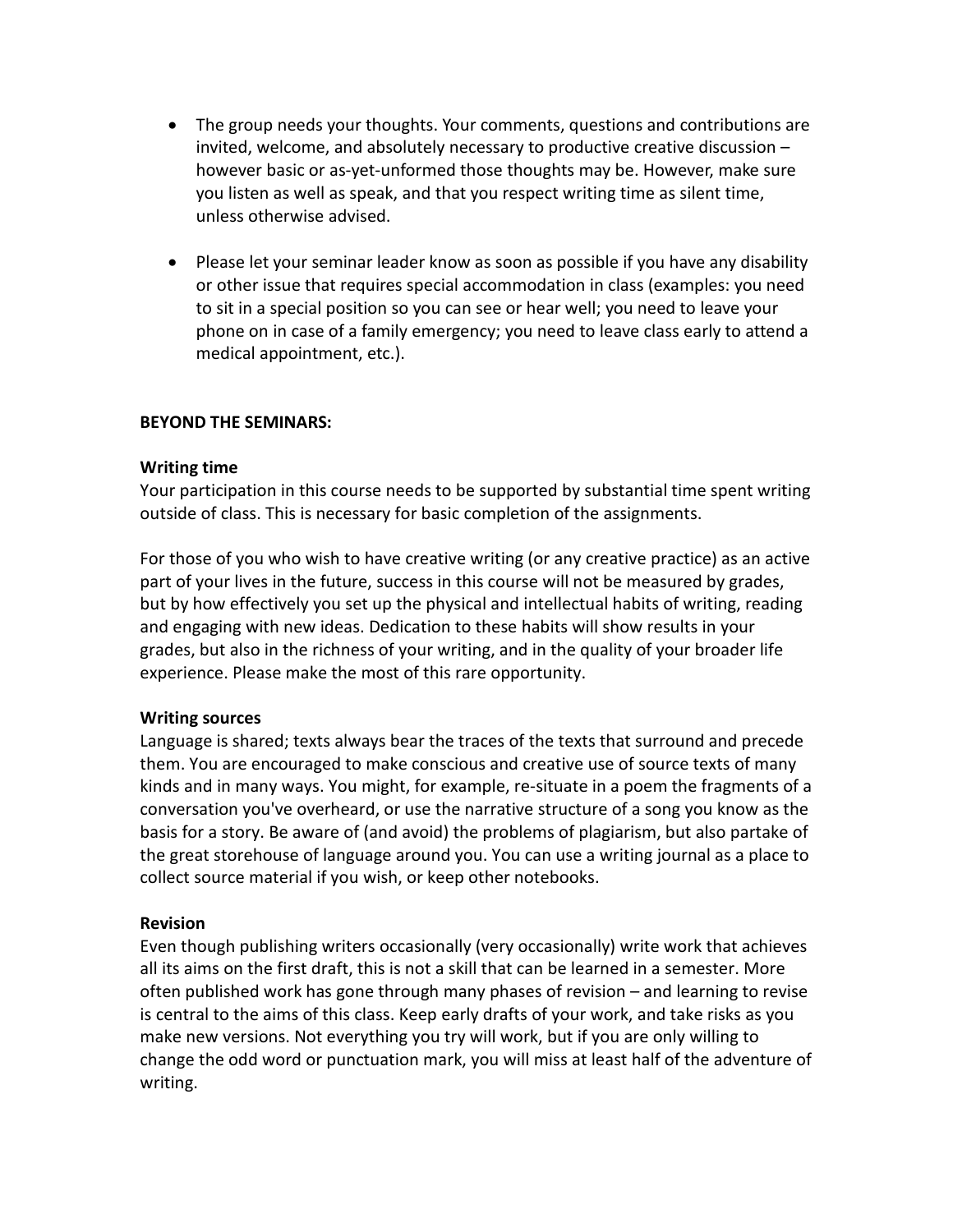- The group needs your thoughts. Your comments, questions and contributions are invited, welcome, and absolutely necessary to productive creative discussion – however basic or as-yet-unformed those thoughts may be. However, make sure you listen as well as speak, and that you respect writing time as silent time, unless otherwise advised.

- Please let your seminar leader know as soon as possible if you have any disability or other issue that requires special accommodation in class (examples: you need to sit in a special position so you can see or hear well; you need to leave your phone on in case of a family emergency; you need to leave class early to attend a medical appointment, etc.).

**BEYOND THE SEMINARS:**

**Writing time**
Your participation in this course needs to be supported by substantial time spent writing outside of class. This is necessary for basic completion of the assignments.

For those of you who wish to have creative writing (or any creative practice) as an active part of your lives in the future, success in this course will not be measured by grades, but by how effectively you set up the physical and intellectual habits of writing, reading and engaging with new ideas. Dedication to these habits will show results in your grades, but also in the richness of your writing, and in the quality of your broader life experience. Please make the most of this rare opportunity.

**Writing sources**
Language is shared; texts always bear the traces of the texts that surround and precede them. You are encouraged to make conscious and creative use of source texts of many kinds and in many ways. You might, for example, re-situate in a poem the fragments of a conversation you've overheard, or use the narrative structure of a song you know as the basis for a story. Be aware of (and avoid) the problems of plagiarism, but also partake of the great storehouse of language around you. You can use a writing journal as a place to collect source material if you wish, or keep other notebooks.

**Revision**
Even though publishing writers occasionally (very occasionally) write work that achieves all its aims on the first draft, this is not a skill that can be learned in a semester. More often published work has gone through many phases of revision – and learning to revise is central to the aims of this class. Keep early drafts of your work, and take risks as you make new versions. Not everything you try will work, but if you are only willing to change the odd word or punctuation mark, you will miss at least half of the adventure of writing.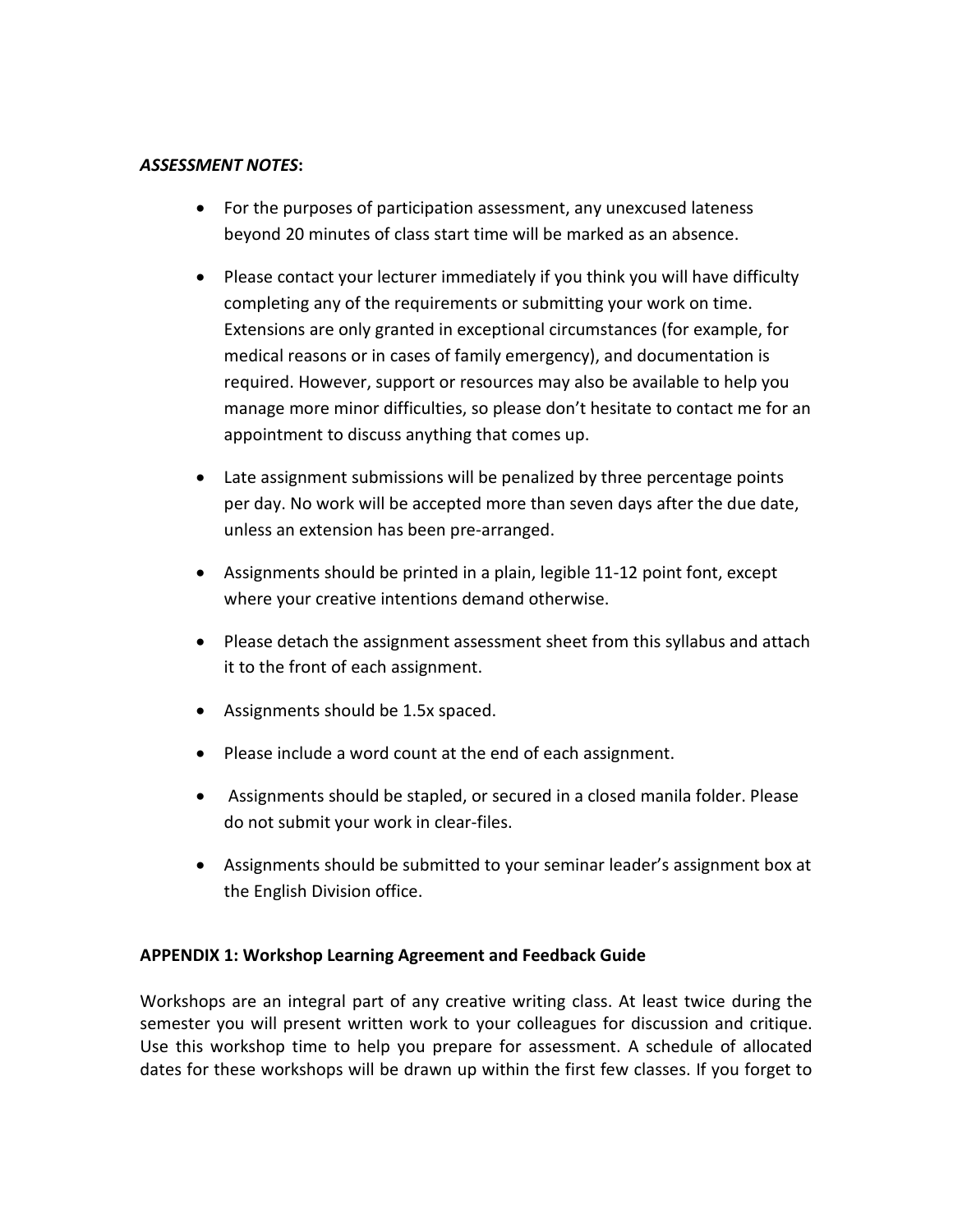***ASSESSMENT NOTES*:**

- For the purposes of participation assessment, any unexcused lateness beyond 20 minutes of class start time will be marked as an absence.
- Please contact your lecturer immediately if you think you will have difficulty completing any of the requirements or submitting your work on time. Extensions are only granted in exceptional circumstances (for example, for medical reasons or in cases of family emergency), and documentation is required. However, support or resources may also be available to help you manage more minor difficulties, so please don't hesitate to contact me for an appointment to discuss anything that comes up.
- Late assignment submissions will be penalized by three percentage points per day. No work will be accepted more than seven days after the due date, unless an extension has been pre-arranged.
- Assignments should be printed in a plain, legible 11-12 point font, except where your creative intentions demand otherwise.
- Please detach the assignment assessment sheet from this syllabus and attach it to the front of each assignment.
- Assignments should be 1.5x spaced.
- Please include a word count at the end of each assignment.
- Assignments should be stapled, or secured in a closed manila folder. Please do not submit your work in clear-files.
- Assignments should be submitted to your seminar leader's assignment box at the English Division office.

**APPENDIX 1: Workshop Learning Agreement and Feedback Guide**

Workshops are an integral part of any creative writing class. At least twice during the semester you will present written work to your colleagues for discussion and critique. Use this workshop time to help you prepare for assessment. A schedule of allocated dates for these workshops will be drawn up within the first few classes. If you forget to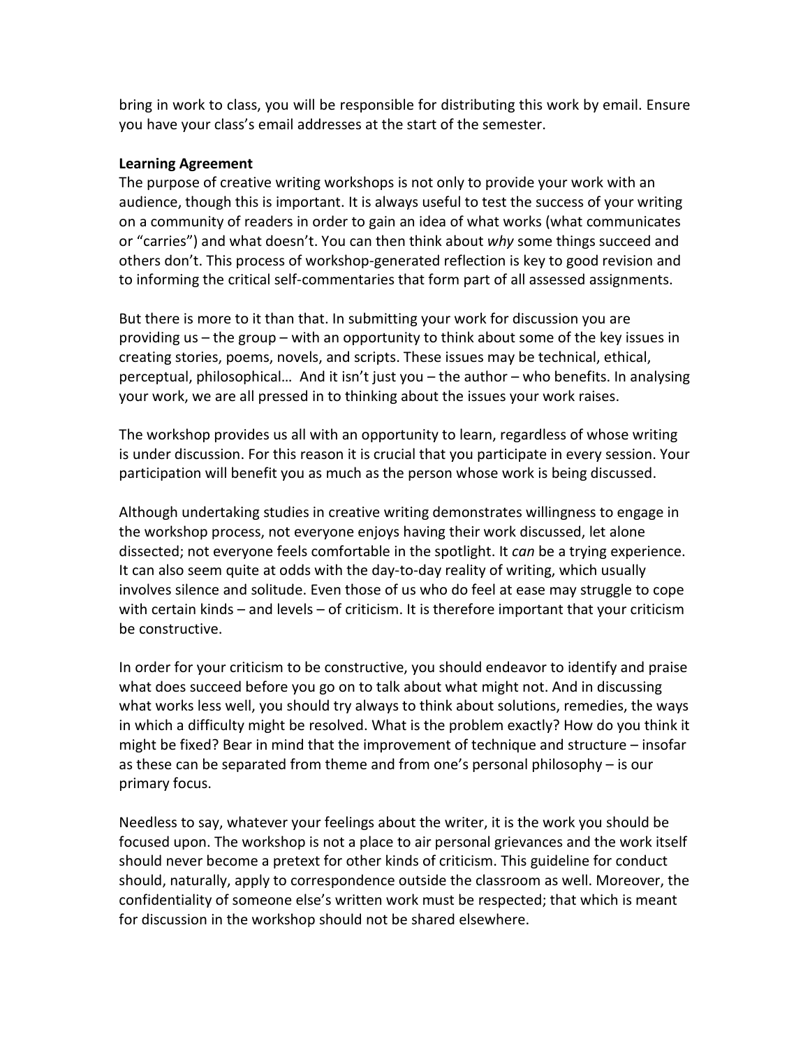bring in work to class, you will be responsible for distributing this work by email. Ensure you have your class's email addresses at the start of the semester.

**Learning Agreement**

The purpose of creative writing workshops is not only to provide your work with an audience, though this is important. It is always useful to test the success of your writing on a community of readers in order to gain an idea of what works (what communicates or "carries") and what doesn't. You can then think about *why* some things succeed and others don't. This process of workshop-generated reflection is key to good revision and to informing the critical self-commentaries that form part of all assessed assignments.

But there is more to it than that. In submitting your work for discussion you are providing us – the group – with an opportunity to think about some of the key issues in creating stories, poems, novels, and scripts. These issues may be technical, ethical, perceptual, philosophical… And it isn't just you – the author – who benefits. In analysing your work, we are all pressed in to thinking about the issues your work raises.

The workshop provides us all with an opportunity to learn, regardless of whose writing is under discussion. For this reason it is crucial that you participate in every session. Your participation will benefit you as much as the person whose work is being discussed.

Although undertaking studies in creative writing demonstrates willingness to engage in the workshop process, not everyone enjoys having their work discussed, let alone dissected; not everyone feels comfortable in the spotlight. It *can* be a trying experience. It can also seem quite at odds with the day-to-day reality of writing, which usually involves silence and solitude. Even those of us who do feel at ease may struggle to cope with certain kinds – and levels – of criticism. It is therefore important that your criticism be constructive.

In order for your criticism to be constructive, you should endeavor to identify and praise what does succeed before you go on to talk about what might not. And in discussing what works less well, you should try always to think about solutions, remedies, the ways in which a difficulty might be resolved. What is the problem exactly? How do you think it might be fixed? Bear in mind that the improvement of technique and structure – insofar as these can be separated from theme and from one's personal philosophy – is our primary focus.

Needless to say, whatever your feelings about the writer, it is the work you should be focused upon. The workshop is not a place to air personal grievances and the work itself should never become a pretext for other kinds of criticism. This guideline for conduct should, naturally, apply to correspondence outside the classroom as well. Moreover, the confidentiality of someone else's written work must be respected; that which is meant for discussion in the workshop should not be shared elsewhere.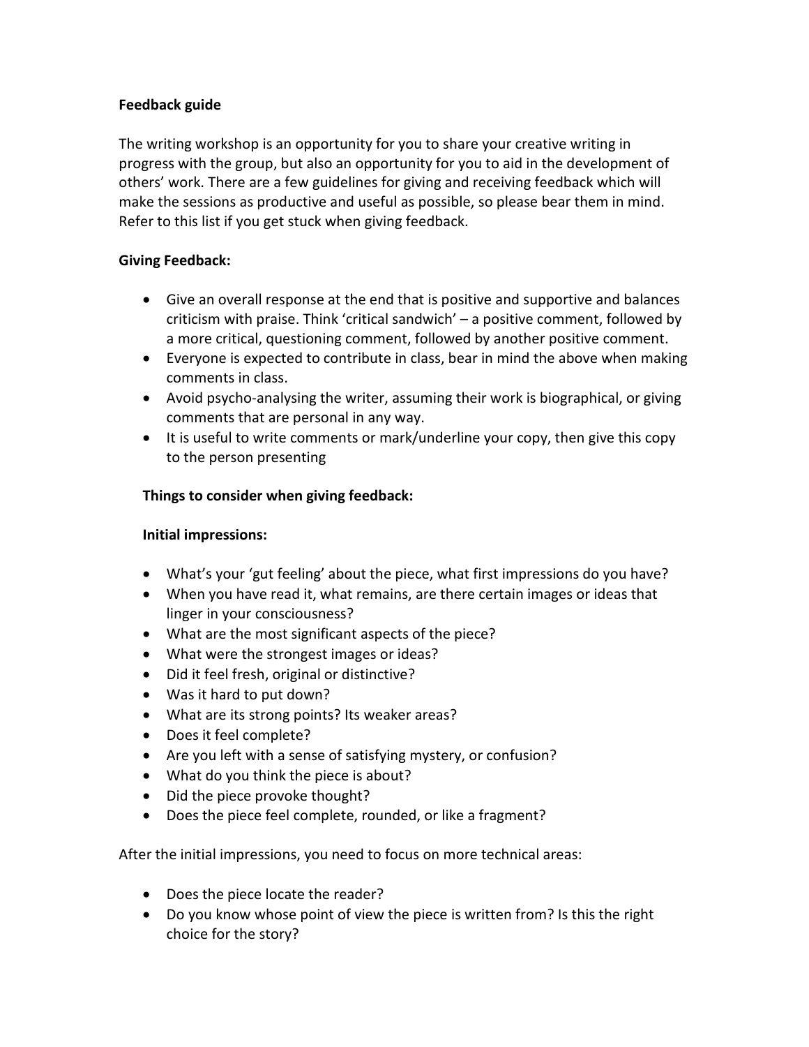**Feedback guide**

The writing workshop is an opportunity for you to share your creative writing in progress with the group, but also an opportunity for you to aid in the development of others' work. There are a few guidelines for giving and receiving feedback which will make the sessions as productive and useful as possible, so please bear them in mind. Refer to this list if you get stuck when giving feedback.

**Giving Feedback:**

- Give an overall response at the end that is positive and supportive and balances criticism with praise. Think 'critical sandwich' – a positive comment, followed by a more critical, questioning comment, followed by another positive comment.
- Everyone is expected to contribute in class, bear in mind the above when making comments in class.
- Avoid psycho-analysing the writer, assuming their work is biographical, or giving comments that are personal in any way.
- It is useful to write comments or mark/underline your copy, then give this copy to the person presenting

**Things to consider when giving feedback:**

**Initial impressions:**

- What's your 'gut feeling' about the piece, what first impressions do you have?
- When you have read it, what remains, are there certain images or ideas that linger in your consciousness?
- What are the most significant aspects of the piece?
- What were the strongest images or ideas?
- Did it feel fresh, original or distinctive?
- Was it hard to put down?
- What are its strong points? Its weaker areas?
- Does it feel complete?
- Are you left with a sense of satisfying mystery, or confusion?
- What do you think the piece is about?
- Did the piece provoke thought?
- Does the piece feel complete, rounded, or like a fragment?

After the initial impressions, you need to focus on more technical areas:

- Does the piece locate the reader?
- Do you know whose point of view the piece is written from? Is this the right choice for the story?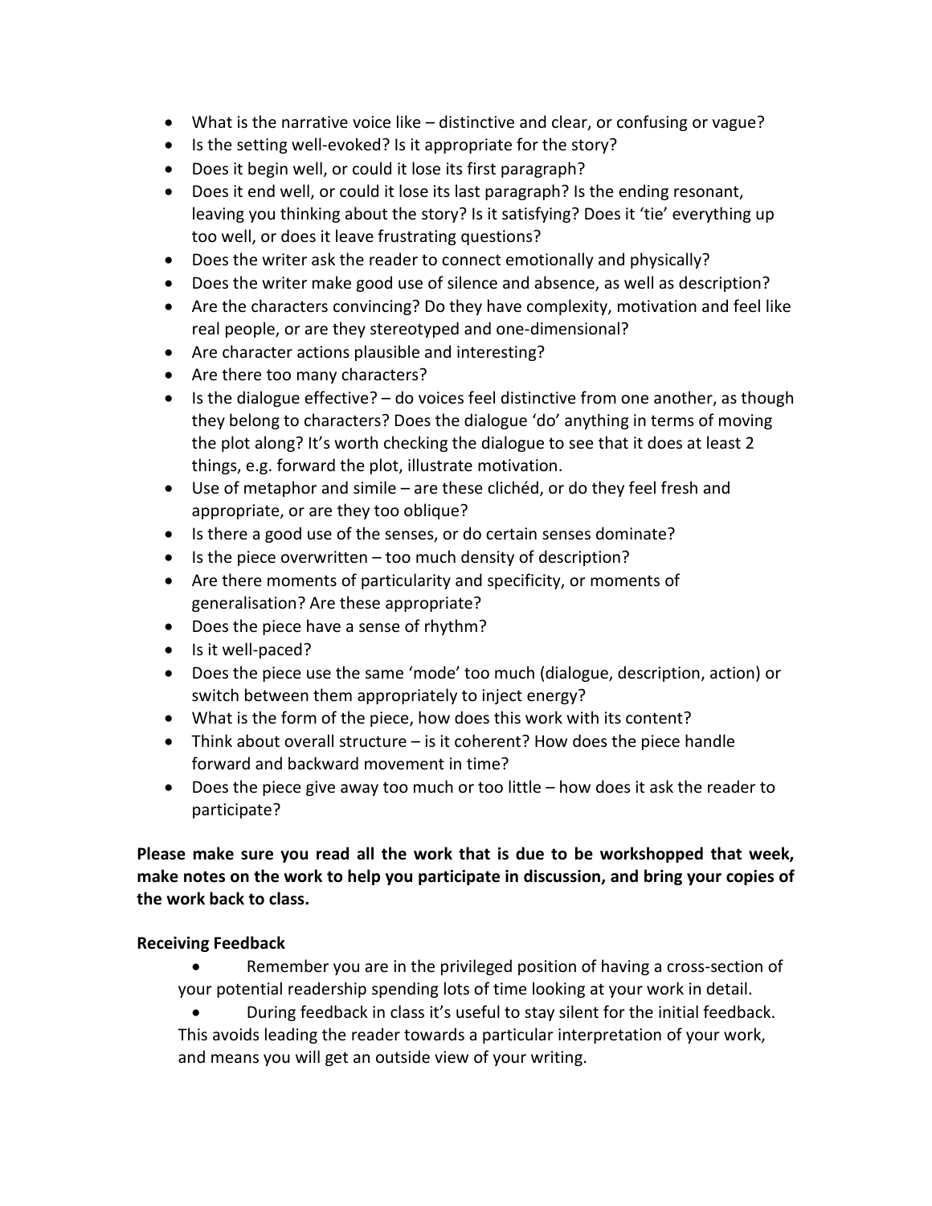- What is the narrative voice like – distinctive and clear, or confusing or vague?
- Is the setting well-evoked? Is it appropriate for the story?
- Does it begin well, or could it lose its first paragraph?
- Does it end well, or could it lose its last paragraph? Is the ending resonant, leaving you thinking about the story? Is it satisfying? Does it 'tie' everything up too well, or does it leave frustrating questions?
- Does the writer ask the reader to connect emotionally and physically?
- Does the writer make good use of silence and absence, as well as description?
- Are the characters convincing? Do they have complexity, motivation and feel like real people, or are they stereotyped and one-dimensional?
- Are character actions plausible and interesting?
- Are there too many characters?
- Is the dialogue effective? – do voices feel distinctive from one another, as though they belong to characters? Does the dialogue 'do' anything in terms of moving the plot along? It's worth checking the dialogue to see that it does at least 2 things, e.g. forward the plot, illustrate motivation.
- Use of metaphor and simile – are these clichéd, or do they feel fresh and appropriate, or are they too oblique?
- Is there a good use of the senses, or do certain senses dominate?
- Is the piece overwritten – too much density of description?
- Are there moments of particularity and specificity, or moments of generalisation? Are these appropriate?
- Does the piece have a sense of rhythm?
- Is it well-paced?
- Does the piece use the same 'mode' too much (dialogue, description, action) or switch between them appropriately to inject energy?
- What is the form of the piece, how does this work with its content?
- Think about overall structure – is it coherent? How does the piece handle forward and backward movement in time?
- Does the piece give away too much or too little – how does it ask the reader to participate?

**Please make sure you read all the work that is due to be workshopped that week, make notes on the work to help you participate in discussion, and bring your copies of the work back to class.**

**Receiving Feedback**

- Remember you are in the privileged position of having a cross-section of your potential readership spending lots of time looking at your work in detail.
- During feedback in class it's useful to stay silent for the initial feedback. This avoids leading the reader towards a particular interpretation of your work, and means you will get an outside view of your writing.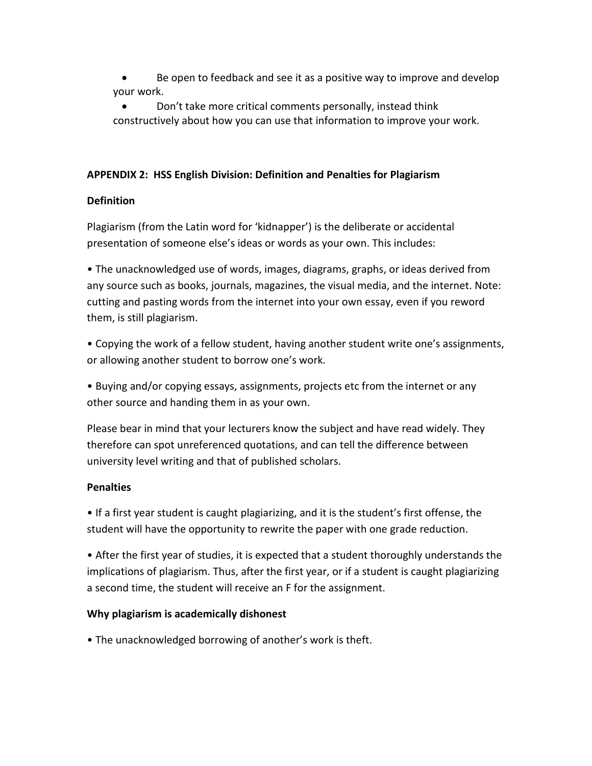- Be open to feedback and see it as a positive way to improve and develop your work.
- Don't take more critical comments personally, instead think constructively about how you can use that information to improve your work.

**APPENDIX 2: HSS English Division: Definition and Penalties for Plagiarism**

**Definition**

Plagiarism (from the Latin word for 'kidnapper') is the deliberate or accidental presentation of someone else's ideas or words as your own. This includes:

- The unacknowledged use of words, images, diagrams, graphs, or ideas derived from any source such as books, journals, magazines, the visual media, and the internet. Note: cutting and pasting words from the internet into your own essay, even if you reword them, is still plagiarism.
- Copying the work of a fellow student, having another student write one's assignments, or allowing another student to borrow one's work.
- Buying and/or copying essays, assignments, projects etc from the internet or any other source and handing them in as your own.

Please bear in mind that your lecturers know the subject and have read widely. They therefore can spot unreferenced quotations, and can tell the difference between university level writing and that of published scholars.

**Penalties**

- If a first year student is caught plagiarizing, and it is the student's first offense, the student will have the opportunity to rewrite the paper with one grade reduction.
- After the first year of studies, it is expected that a student thoroughly understands the implications of plagiarism. Thus, after the first year, or if a student is caught plagiarizing a second time, the student will receive an F for the assignment.

**Why plagiarism is academically dishonest**

- The unacknowledged borrowing of another's work is theft.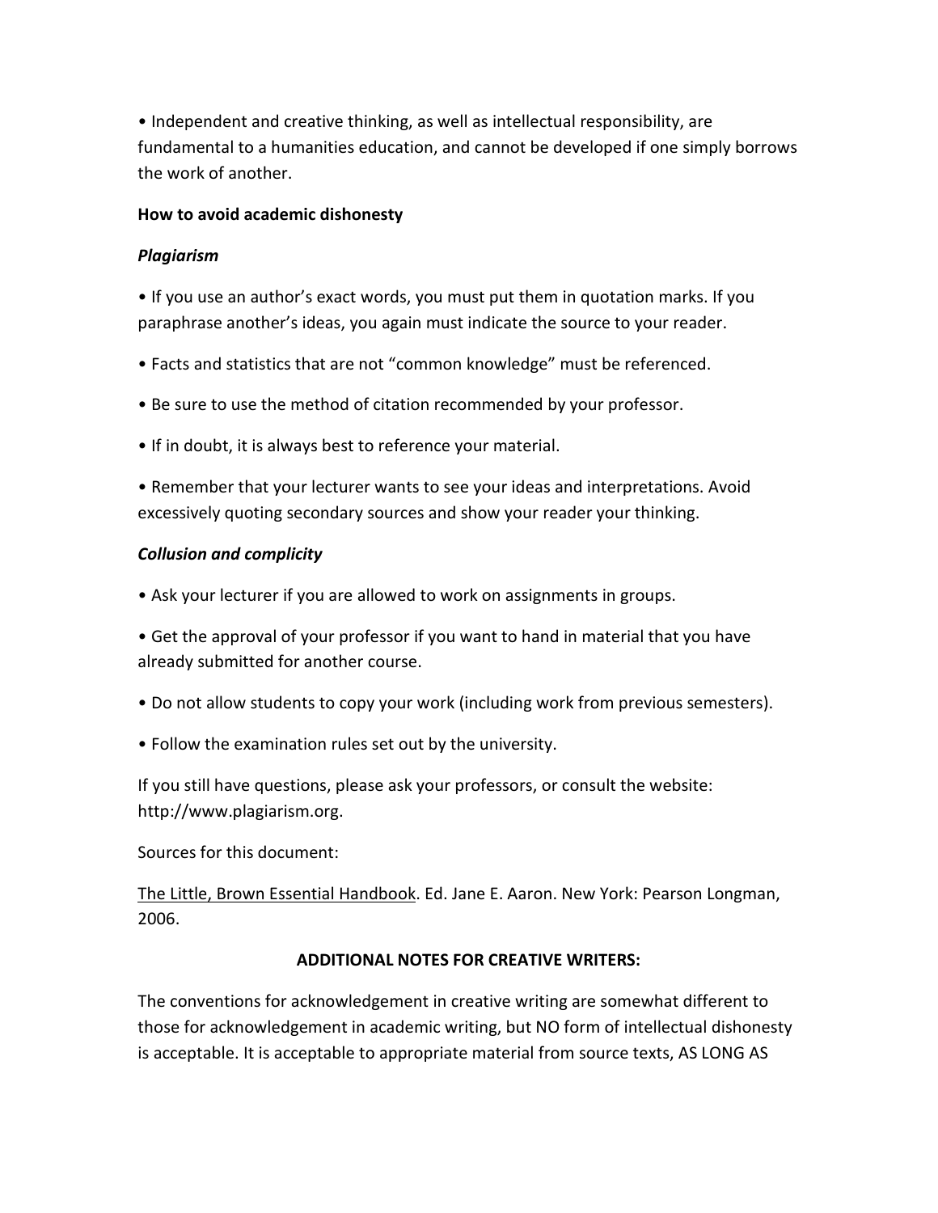• Independent and creative thinking, as well as intellectual responsibility, are fundamental to a humanities education, and cannot be developed if one simply borrows the work of another.

**How to avoid academic dishonesty**

***Plagiarism***

• If you use an author's exact words, you must put them in quotation marks. If you paraphrase another's ideas, you again must indicate the source to your reader.

• Facts and statistics that are not "common knowledge" must be referenced.

• Be sure to use the method of citation recommended by your professor.

• If in doubt, it is always best to reference your material.

• Remember that your lecturer wants to see your ideas and interpretations. Avoid excessively quoting secondary sources and show your reader your thinking.

***Collusion and complicity***

• Ask your lecturer if you are allowed to work on assignments in groups.

• Get the approval of your professor if you want to hand in material that you have already submitted for another course.

• Do not allow students to copy your work (including work from previous semesters).

• Follow the examination rules set out by the university.

If you still have questions, please ask your professors, or consult the website: http://www.plagiarism.org.

Sources for this document:

<u>The Little, Brown Essential Handbook</u>. Ed. Jane E. Aaron. New York: Pearson Longman, 2006.

**ADDITIONAL NOTES FOR CREATIVE WRITERS:**

The conventions for acknowledgement in creative writing are somewhat different to those for acknowledgement in academic writing, but NO form of intellectual dishonesty is acceptable. It is acceptable to appropriate material from source texts, AS LONG AS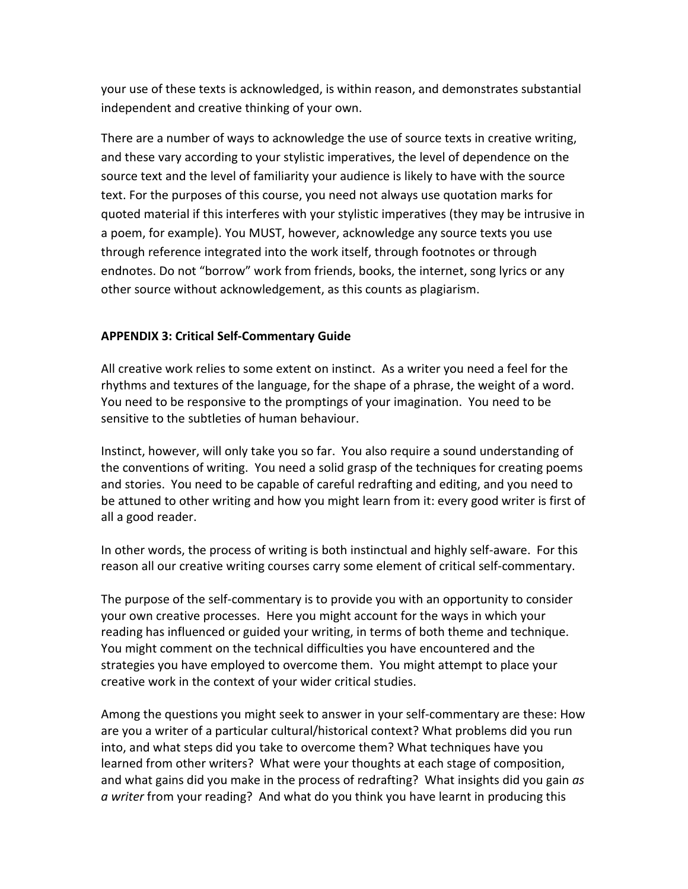your use of these texts is acknowledged, is within reason, and demonstrates substantial independent and creative thinking of your own.

There are a number of ways to acknowledge the use of source texts in creative writing, and these vary according to your stylistic imperatives, the level of dependence on the source text and the level of familiarity your audience is likely to have with the source text. For the purposes of this course, you need not always use quotation marks for quoted material if this interferes with your stylistic imperatives (they may be intrusive in a poem, for example). You MUST, however, acknowledge any source texts you use through reference integrated into the work itself, through footnotes or through endnotes. Do not "borrow" work from friends, books, the internet, song lyrics or any other source without acknowledgement, as this counts as plagiarism.

## APPENDIX 3: Critical Self-Commentary Guide

All creative work relies to some extent on instinct. As a writer you need a feel for the rhythms and textures of the language, for the shape of a phrase, the weight of a word. You need to be responsive to the promptings of your imagination. You need to be sensitive to the subtleties of human behaviour.

Instinct, however, will only take you so far. You also require a sound understanding of the conventions of writing. You need a solid grasp of the techniques for creating poems and stories. You need to be capable of careful redrafting and editing, and you need to be attuned to other writing and how you might learn from it: every good writer is first of all a good reader.

In other words, the process of writing is both instinctual and highly self-aware. For this reason all our creative writing courses carry some element of critical self-commentary.

The purpose of the self-commentary is to provide you with an opportunity to consider your own creative processes. Here you might account for the ways in which your reading has influenced or guided your writing, in terms of both theme and technique. You might comment on the technical difficulties you have encountered and the strategies you have employed to overcome them. You might attempt to place your creative work in the context of your wider critical studies.

Among the questions you might seek to answer in your self-commentary are these: How are you a writer of a particular cultural/historical context? What problems did you run into, and what steps did you take to overcome them? What techniques have you learned from other writers? What were your thoughts at each stage of composition, and what gains did you make in the process of redrafting? What insights did you gain *as a writer* from your reading? And what do you think you have learnt in producing this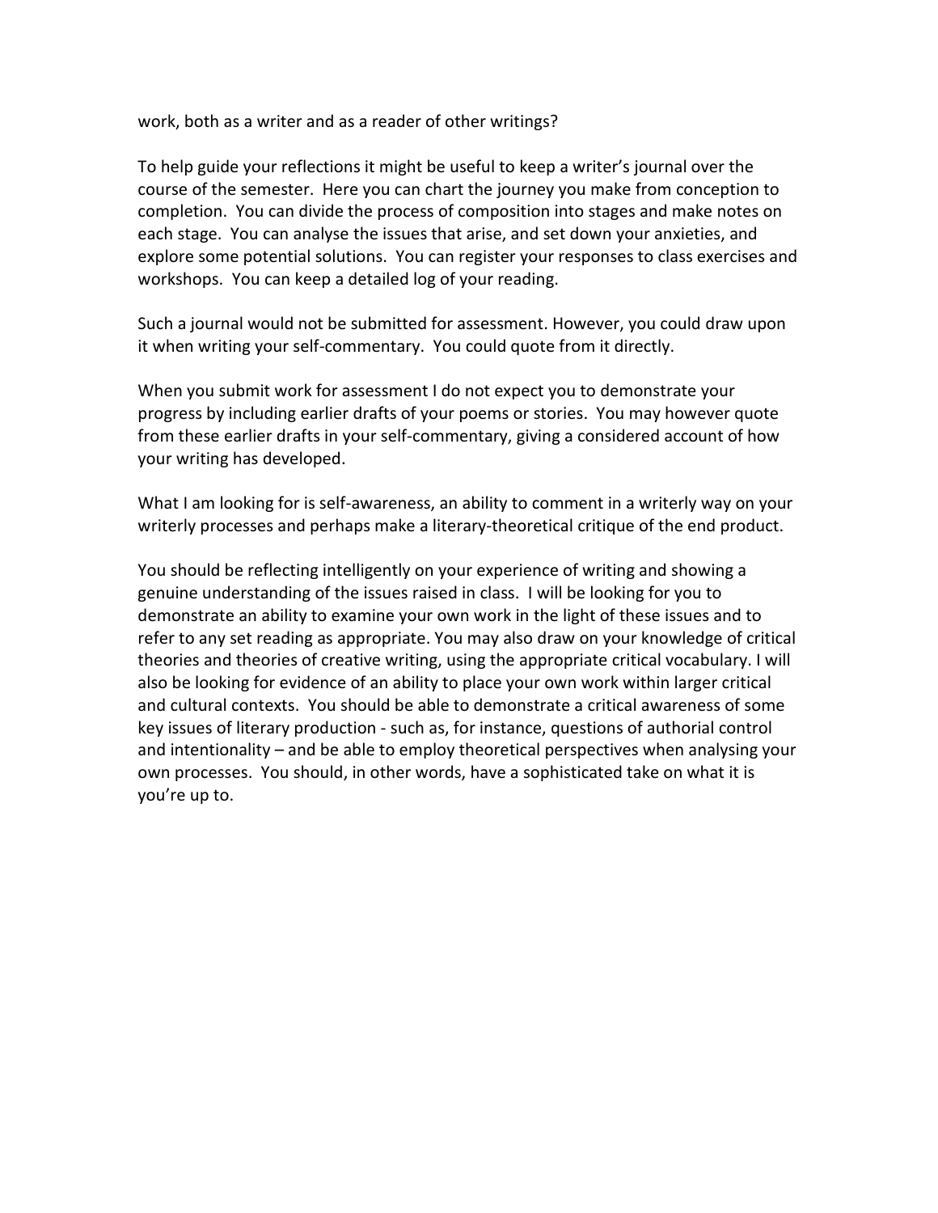work, both as a writer and as a reader of other writings?

To help guide your reflections it might be useful to keep a writer's journal over the course of the semester. Here you can chart the journey you make from conception to completion. You can divide the process of composition into stages and make notes on each stage. You can analyse the issues that arise, and set down your anxieties, and explore some potential solutions. You can register your responses to class exercises and workshops. You can keep a detailed log of your reading.

Such a journal would not be submitted for assessment. However, you could draw upon it when writing your self-commentary. You could quote from it directly.

When you submit work for assessment I do not expect you to demonstrate your progress by including earlier drafts of your poems or stories. You may however quote from these earlier drafts in your self-commentary, giving a considered account of how your writing has developed.

What I am looking for is self-awareness, an ability to comment in a writerly way on your writerly processes and perhaps make a literary-theoretical critique of the end product.

You should be reflecting intelligently on your experience of writing and showing a genuine understanding of the issues raised in class. I will be looking for you to demonstrate an ability to examine your own work in the light of these issues and to refer to any set reading as appropriate. You may also draw on your knowledge of critical theories and theories of creative writing, using the appropriate critical vocabulary. I will also be looking for evidence of an ability to place your own work within larger critical and cultural contexts. You should be able to demonstrate a critical awareness of some key issues of literary production - such as, for instance, questions of authorial control and intentionality – and be able to employ theoretical perspectives when analysing your own processes. You should, in other words, have a sophisticated take on what it is you're up to.